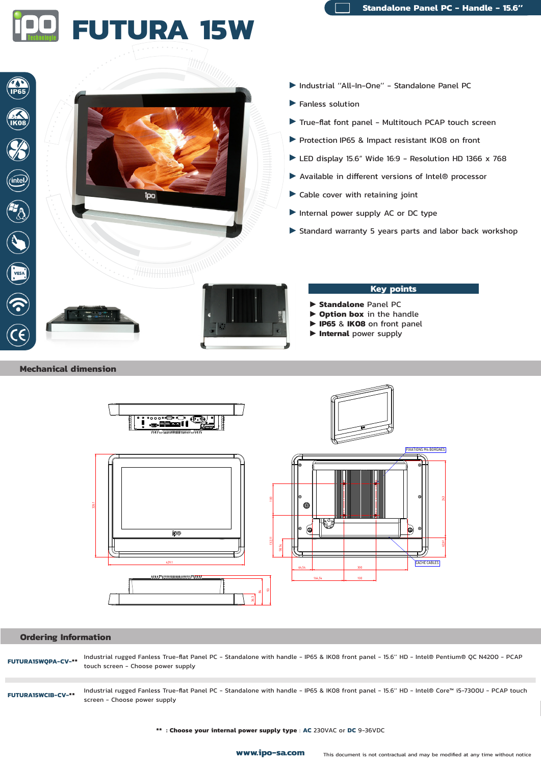Standalone Panel PC - Handle - 15.6''

# FUTURA 15W

- Industrial ''All-In-One'' - Standalone Panel PC
- Fanless solution
- True-flat font panel - Multitouch PCAP touch screen
- Protection IP65 & Impact resistant IK08 on front
- LED display 15.6'' Wide 16:9 - Resolution HD 1366 x 768
- Available in different versions of Intel® processor
- Cable cover with retaining joint
- Internal power supply AC or DC type
- Standard warranty 5 years parts and labor back workshop

## Key points

- **Standalone** Panel PC
- **Option box** in the handle
- **IP65** & **IK08** on front panel
- **Internal** power supply

## Mechanical dimension

## Ordering Information

| | |
|---|---|
| **FUTURA15WQPA-CV-\*\*** | Industrial rugged Fanless True-flat Panel PC - Standalone with handle - IP65 & IK08 front panel - 15.6'' HD - Intel® Pentium® QC N4200 - PCAP touch screen - Choose power supply |
| **FUTURA15WCIB-CV-\*\*** | Industrial rugged Fanless True-flat Panel PC - Standalone with handle - IP65 & IK08 front panel - 15.6'' HD - Intel® Core™ i5-7300U - PCAP touch screen - Choose power supply |

**\*\* : Choose your internal power supply type** : **AC** 230VAC or **DC** 9-36VDC

**www.ipo-sa.com** This document is not contractual and may be modified at any time without notice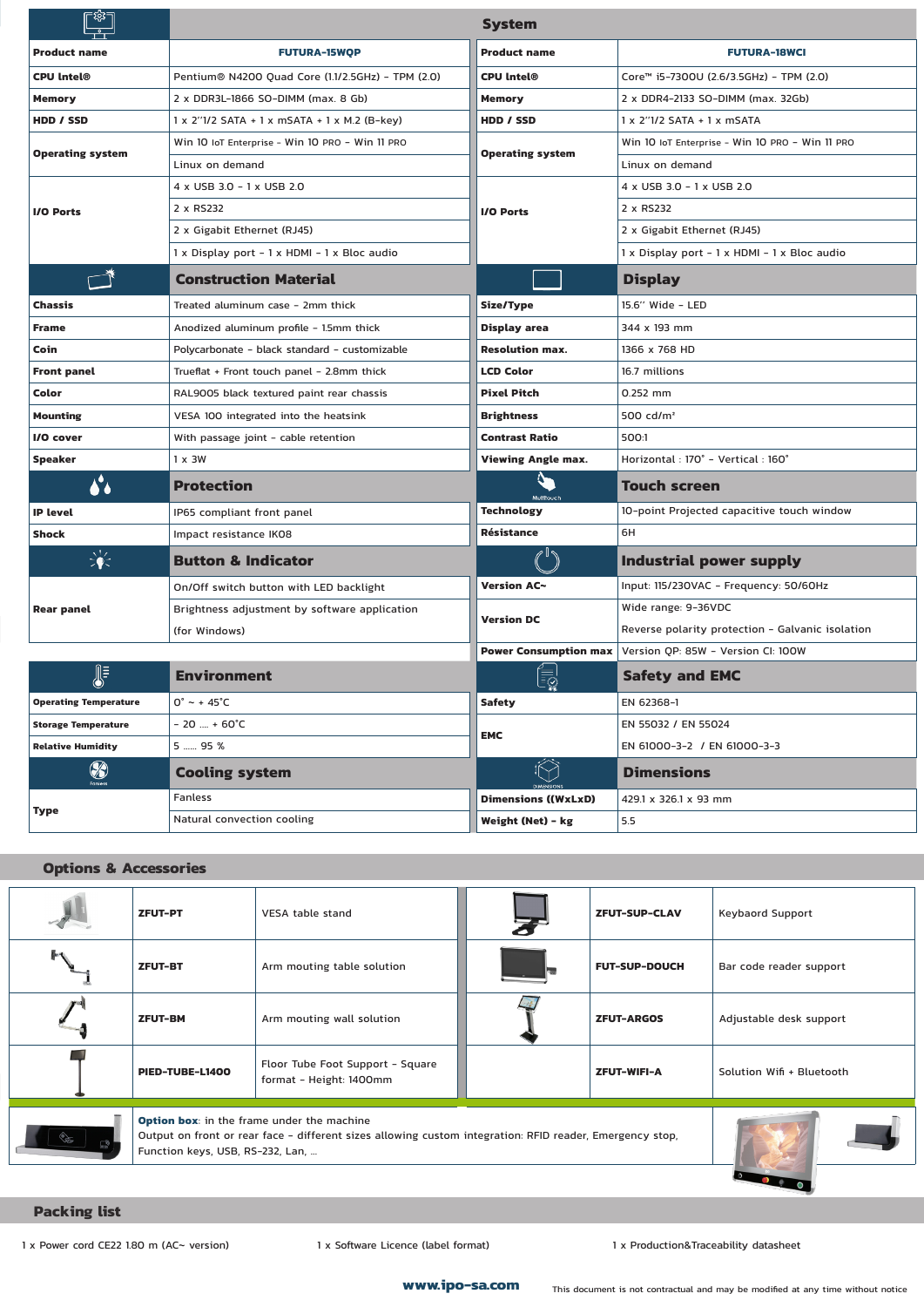## System

| Product name | FUTURA-15WQP |
|---|---|
| CPU Intel® | Pentium® N4200 Quad Core (1.1/2.5GHz) - TPM (2.0) |
| Memory | 2 x DDR3L-1866 SO-DIMM (max. 8 Gb) |
| HDD / SSD | 1 x 2''1/2 SATA + 1 x mSATA + 1 x M.2 (B-key) |
| Operating system | Win 10 IoT Enterprise - Win 10 PRO - Win 11 PRO |
| | Linux on demand |
| I/O Ports | 4 x USB 3.0 - 1 x USB 2.0 |
| | 2 x RS232 |
| | 2 x Gigabit Ethernet (RJ45) |
| | 1 x Display port - 1 x HDMI - 1 x Bloc audio |

| Product name | FUTURA-18WCI |
|---|---|
| CPU Intel® | Core™ i5-7300U (2.6/3.5GHz) - TPM (2.0) |
| Memory | 2 x DDR4-2133 SO-DIMM (max. 32Gb) |
| HDD / SSD | 1 x 2''1/2 SATA + 1 x mSATA |
| Operating system | Win 10 IoT Enterprise - Win 10 PRO - Win 11 PRO |
| | Linux on demand |
| I/O Ports | 4 x USB 3.0 - 1 x USB 2.0 |
| | 2 x RS232 |
| | 2 x Gigabit Ethernet (RJ45) |
| | 1 x Display port - 1 x HDMI - 1 x Bloc audio |

## Construction Material

| | |
|---|---|
| Chassis | Treated aluminum case - 2mm thick |
| Frame | Anodized aluminum profile - 1.5mm thick |
| Coin | Polycarbonate - black standard - customizable |
| Front panel | Trueflat + Front touch panel - 2.8mm thick |
| Color | RAL9005 black textured paint rear chassis |
| Mounting | VESA 100 integrated into the heatsink |
| I/O cover | With passage joint - cable retention |
| Speaker | 1 x 3W |

## Protection

| | |
|---|---|
| IP level | IP65 compliant front panel |
| Shock | Impact resistance IK08 |

## Button & Indicator

| | |
|---|---|
| Rear panel | On/Off switch button with LED backlight |
| | Brightness adjustment by software application (for Windows) |

## Environment

| | |
|---|---|
| Operating Temperature | 0° ~ + 45°C |
| Storage Temperature | - 20 .... + 60°C |
| Relative Humidity | 5 ...... 95 % |

## Cooling system

| | |
|---|---|
| Type | Fanless |
| | Natural convection cooling |

## Display

| | |
|---|---|
| Size/Type | 15.6'' Wide - LED |
| Display area | 344 x 193 mm |
| Resolution max. | 1366 x 768 HD |
| LCD Color | 16.7 millions |
| Pixel Pitch | 0.252 mm |
| Brightness | 500 cd/m² |
| Contrast Ratio | 500:1 |
| Viewing Angle max. | Horizontal : 170° - Vertical : 160° |

## Touch screen

| | |
|---|---|
| Technology | 10-point Projected capacitive touch window |
| Résistance | 6H |

## Industrial power supply

| | |
|---|---|
| Version AC~ | Input: 115/230VAC - Frequency: 50/60Hz |
| Version DC | Wide range: 9-36VDC |
| | Reverse polarity protection - Galvanic isolation |
| Power Consumption max | Version QP: 85W - Version CI: 100W |

## Safety and EMC

| | |
|---|---|
| Safety | EN 62368-1 |
| EMC | EN 55032 / EN 55024 |
| | EN 61000-3-2 / EN 61000-3-3 |

## Dimensions

| | |
|---|---|
| Dimensions ((WxLxD) | 429.1 x 326.1 x 93 mm |
| Weight (Net) - kg | 5.5 |

## Options & Accessories

| | |
|---|---|
| ZFUT-PT | VESA table stand |
| ZFUT-BT | Arm mouting table solution |
| ZFUT-BM | Arm mouting wall solution |
| PIED-TUBE-L1400 | Floor Tube Foot Support - Square format - Height: 1400mm |
| ZFUT-SUP-CLAV | Keybaord Support |
| FUT-SUP-DOUCH | Bar code reader support |
| ZFUT-ARGOS | Adjustable desk support |
| ZFUT-WIFI-A | Solution Wifi + Bluetooth |

**Option box**: in the frame under the machine
Output on front or rear face - different sizes allowing custom integration: RFID reader, Emergency stop, Function keys, USB, RS-232, Lan, ...

## Packing list

- 1 x Power cord CE22 1.80 m (AC~ version)
- 1 x Software Licence (label format)
- 1 x Production&Traceability datasheet

www.ipo-sa.com

This document is not contractual and may be modified at any time without notice